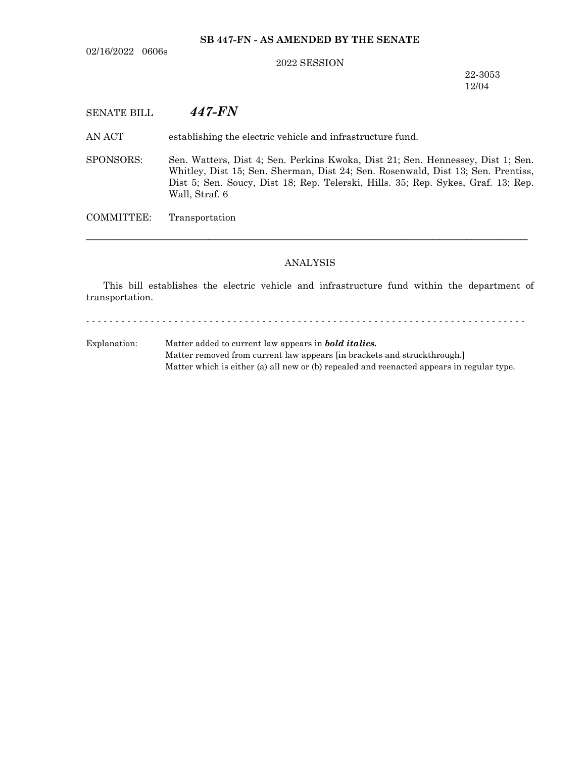**SB 447-FN - AS AMENDED BY THE SENATE**

02/16/2022 0606s

2022 SESSION

22-3053
12/04

SENATE BILL ***447-FN***

AN ACT establishing the electric vehicle and infrastructure fund.

SPONSORS: Sen. Watters, Dist 4; Sen. Perkins Kwoka, Dist 21; Sen. Hennessey, Dist 1; Sen. Whitley, Dist 15; Sen. Sherman, Dist 24; Sen. Rosenwald, Dist 13; Sen. Prentiss, Dist 5; Sen. Soucy, Dist 18; Rep. Telerski, Hills. 35; Rep. Sykes, Graf. 13; Rep. Wall, Straf. 6

COMMITTEE: Transportation

---

ANALYSIS

This bill establishes the electric vehicle and infrastructure fund within the department of transportation.

- - - - - - - - - - - - - - - - - - - - - - - - - - - - - - - - - - - - - - - - - - - - - - - - - - - - - - - - - - - - - - - - - - - - - - - - - - - -

Explanation: Matter added to current law appears in ***bold italics.***
Matter removed from current law appears [~~in brackets and struckthrough.~~]
Matter which is either (a) all new or (b) repealed and reenacted appears in regular type.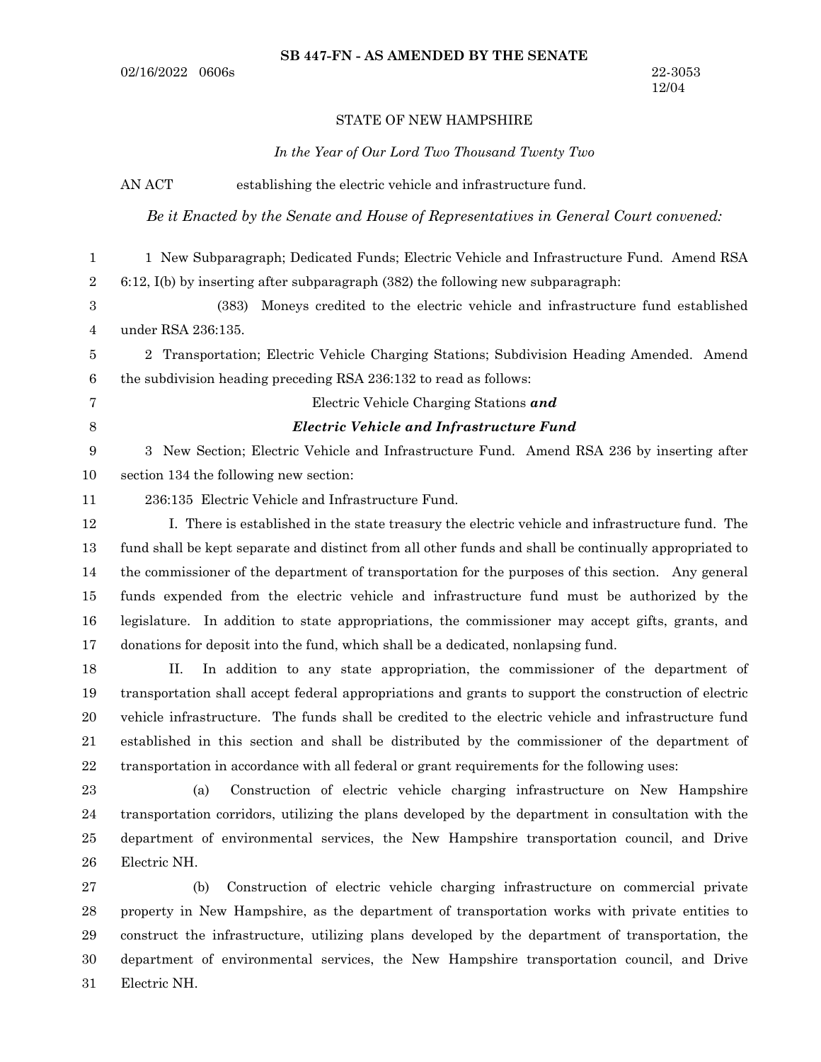**SB 447-FN - AS AMENDED BY THE SENATE**

02/16/2022 0606s

22-3053
12/04

STATE OF NEW HAMPSHIRE

*In the Year of Our Lord Two Thousand Twenty Two*

AN ACT establishing the electric vehicle and infrastructure fund.

*Be it Enacted by the Senate and House of Representatives in General Court convened:*

1 New Subparagraph; Dedicated Funds; Electric Vehicle and Infrastructure Fund. Amend RSA 6:12, I(b) by inserting after subparagraph (382) the following new subparagraph:

(383) Moneys credited to the electric vehicle and infrastructure fund established under RSA 236:135.

2 Transportation; Electric Vehicle Charging Stations; Subdivision Heading Amended. Amend the subdivision heading preceding RSA 236:132 to read as follows:

Electric Vehicle Charging Stations ***and***
***Electric Vehicle and Infrastructure Fund***

3 New Section; Electric Vehicle and Infrastructure Fund. Amend RSA 236 by inserting after section 134 the following new section:

236:135 Electric Vehicle and Infrastructure Fund.

I. There is established in the state treasury the electric vehicle and infrastructure fund. The fund shall be kept separate and distinct from all other funds and shall be continually appropriated to the commissioner of the department of transportation for the purposes of this section. Any general funds expended from the electric vehicle and infrastructure fund must be authorized by the legislature. In addition to state appropriations, the commissioner may accept gifts, grants, and donations for deposit into the fund, which shall be a dedicated, nonlapsing fund.

II. In addition to any state appropriation, the commissioner of the department of transportation shall accept federal appropriations and grants to support the construction of electric vehicle infrastructure. The funds shall be credited to the electric vehicle and infrastructure fund established in this section and shall be distributed by the commissioner of the department of transportation in accordance with all federal or grant requirements for the following uses:

(a) Construction of electric vehicle charging infrastructure on New Hampshire transportation corridors, utilizing the plans developed by the department in consultation with the department of environmental services, the New Hampshire transportation council, and Drive Electric NH.

(b) Construction of electric vehicle charging infrastructure on commercial private property in New Hampshire, as the department of transportation works with private entities to construct the infrastructure, utilizing plans developed by the department of transportation, the department of environmental services, the New Hampshire transportation council, and Drive Electric NH.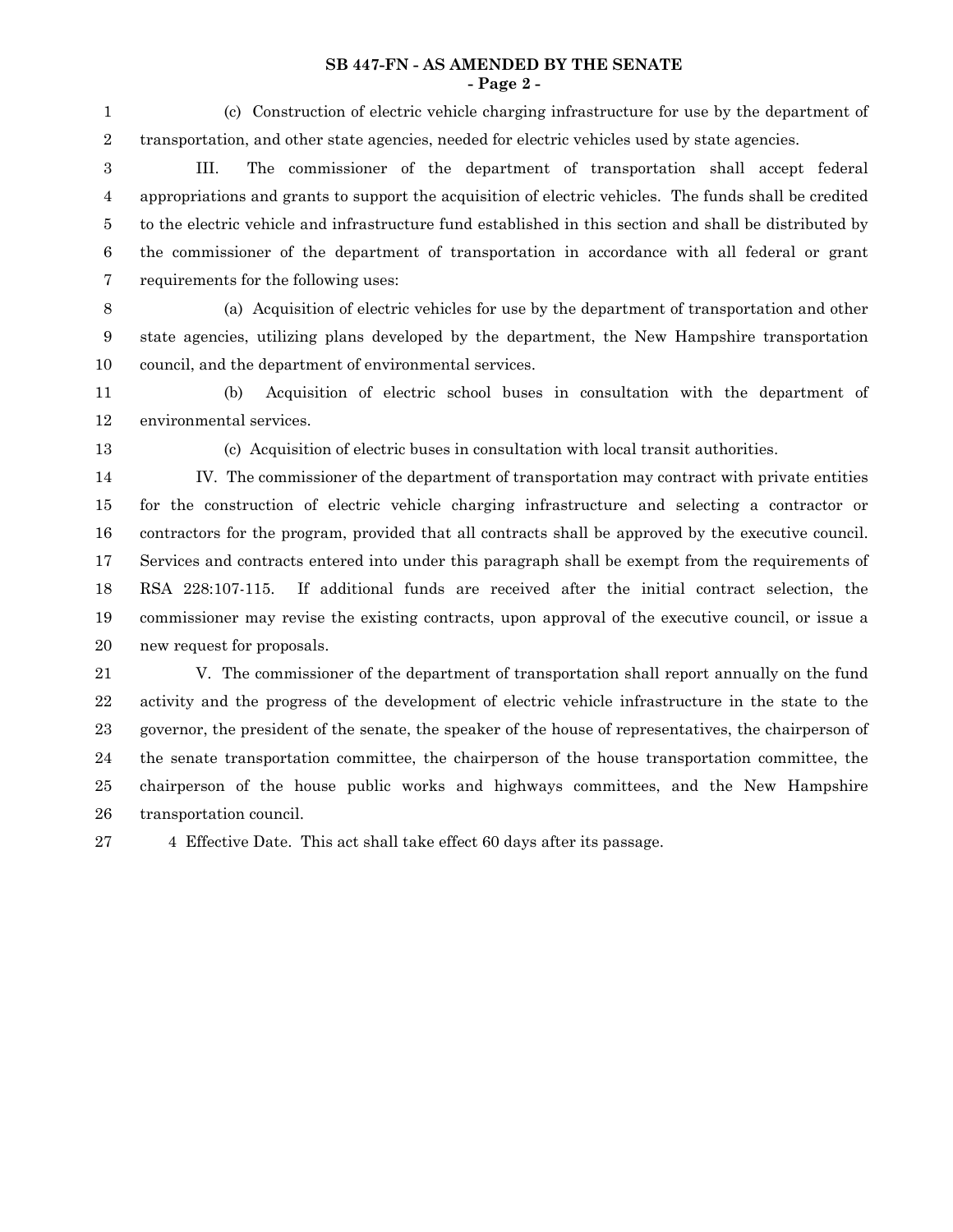(c) Construction of electric vehicle charging infrastructure for use by the department of transportation, and other state agencies, needed for electric vehicles used by state agencies.

III. The commissioner of the department of transportation shall accept federal appropriations and grants to support the acquisition of electric vehicles. The funds shall be credited to the electric vehicle and infrastructure fund established in this section and shall be distributed by the commissioner of the department of transportation in accordance with all federal or grant requirements for the following uses:

(a) Acquisition of electric vehicles for use by the department of transportation and other state agencies, utilizing plans developed by the department, the New Hampshire transportation council, and the department of environmental services.

(b) Acquisition of electric school buses in consultation with the department of environmental services.

(c) Acquisition of electric buses in consultation with local transit authorities.

IV. The commissioner of the department of transportation may contract with private entities for the construction of electric vehicle charging infrastructure and selecting a contractor or contractors for the program, provided that all contracts shall be approved by the executive council. Services and contracts entered into under this paragraph shall be exempt from the requirements of RSA 228:107-115. If additional funds are received after the initial contract selection, the commissioner may revise the existing contracts, upon approval of the executive council, or issue a new request for proposals.

V. The commissioner of the department of transportation shall report annually on the fund activity and the progress of the development of electric vehicle infrastructure in the state to the governor, the president of the senate, the speaker of the house of representatives, the chairperson of the senate transportation committee, the chairperson of the house transportation committee, the chairperson of the house public works and highways committees, and the New Hampshire transportation council.

4 Effective Date. This act shall take effect 60 days after its passage.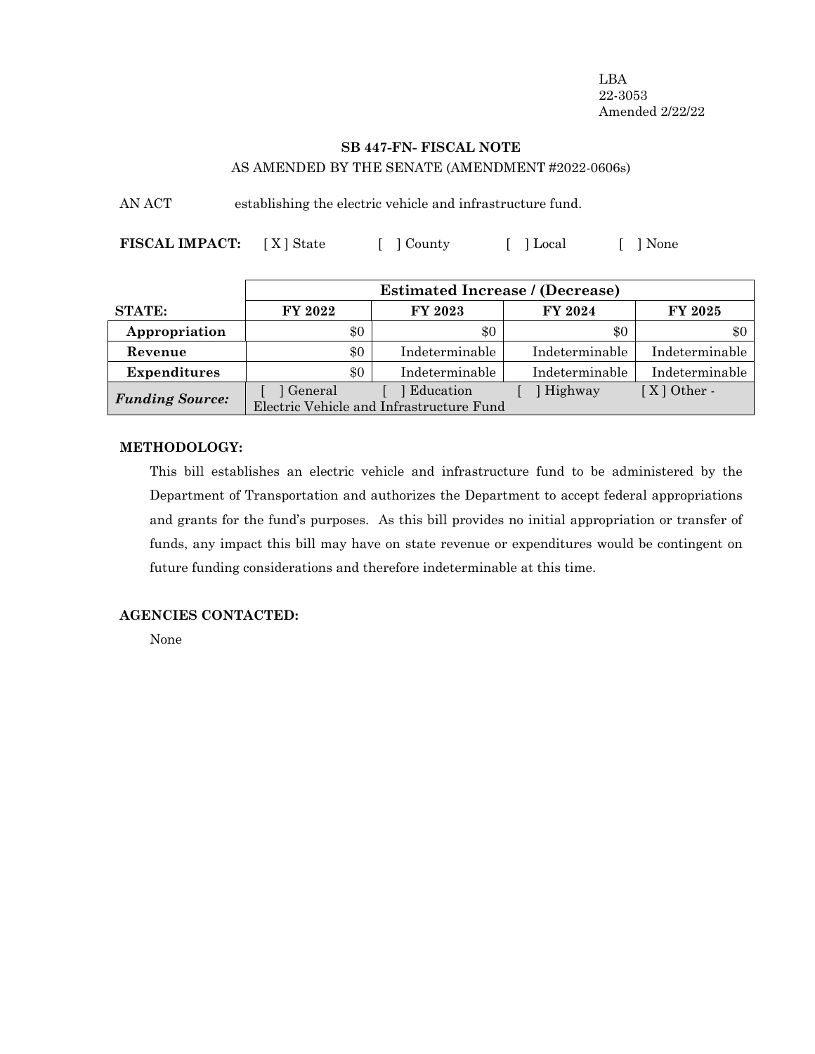LBA
22-3053
Amended 2/22/22

## SB 447-FN- FISCAL NOTE

AS AMENDED BY THE SENATE (AMENDMENT #2022-0606s)

AN ACT establishing the electric vehicle and infrastructure fund.

**FISCAL IMPACT:** [ X ] State [ ] County [ ] Local [ ] None

| | Estimated Increase / (Decrease) | | | |
|---|---|---|---|---|
| **STATE:** | **FY 2022** | **FY 2023** | **FY 2024** | **FY 2025** |
| **Appropriation** | $0 | $0 | $0 | $0 |
| **Revenue** | $0 | Indeterminable | Indeterminable | Indeterminable |
| **Expenditures** | $0 | Indeterminable | Indeterminable | Indeterminable |
| ***Funding Source:*** | [ ] General [ ] Education [ ] Highway [ X ] Other - Electric Vehicle and Infrastructure Fund | | | |

**METHODOLOGY:**

This bill establishes an electric vehicle and infrastructure fund to be administered by the Department of Transportation and authorizes the Department to accept federal appropriations and grants for the fund's purposes. As this bill provides no initial appropriation or transfer of funds, any impact this bill may have on state revenue or expenditures would be contingent on future funding considerations and therefore indeterminable at this time.

**AGENCIES CONTACTED:**

None